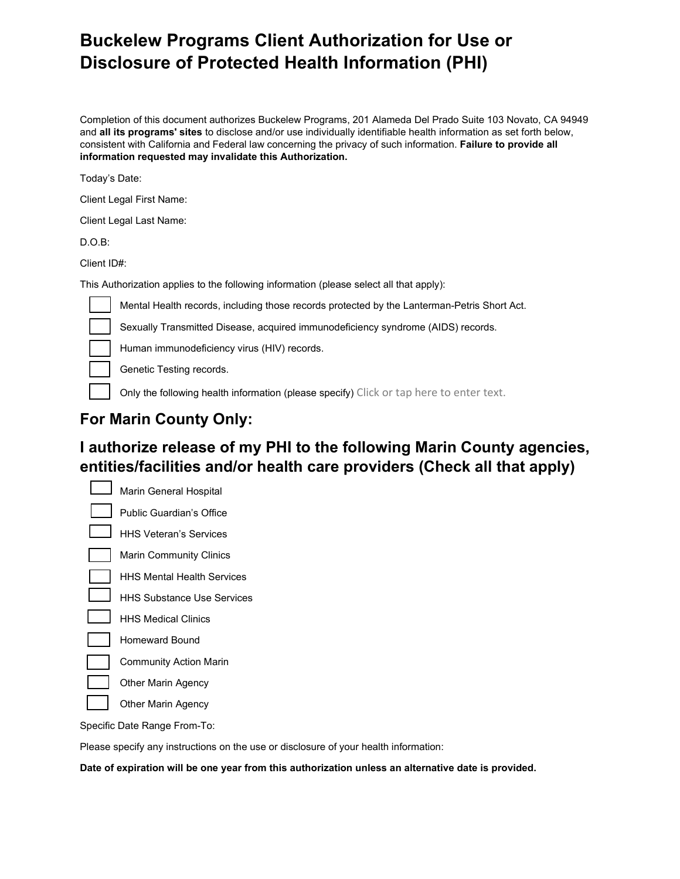# Buckelew Programs Client Authorization for Use or Disclosure of Protected Health Information (PHI)

Completion of this document authorizes Buckelew Programs, 201 Alameda Del Prado Suite 103 Novato, CA 94949 and **all its programs' sites** to disclose and/or use individually identifiable health information as set forth below, consistent with California and Federal law concerning the privacy of such information. **Failure to provide all information requested may invalidate this Authorization.**

Today's Date:

Client Legal First Name:

Client Legal Last Name:

D.O.B:

Client ID#:

This Authorization applies to the following information (please select all that apply):

- [ ] Mental Health records, including those records protected by the Lanterman-Petris Short Act.
- [ ] Sexually Transmitted Disease, acquired immunodeficiency syndrome (AIDS) records.
- [ ] Human immunodeficiency virus (HIV) records.
- [ ] Genetic Testing records.
- [ ] Only the following health information (please specify) Click or tap here to enter text.

## For Marin County Only:

## I authorize release of my PHI to the following Marin County agencies, entities/facilities and/or health care providers (Check all that apply)

- [ ] Marin General Hospital
- [ ] Public Guardian's Office
- [ ] HHS Veteran's Services
- [ ] Marin Community Clinics
- [ ] HHS Mental Health Services
- [ ] HHS Substance Use Services
- [ ] HHS Medical Clinics
- [ ] Homeward Bound
- [ ] Community Action Marin
- [ ] Other Marin Agency
- [ ] Other Marin Agency

Specific Date Range From-To:

Please specify any instructions on the use or disclosure of your health information:

**Date of expiration will be one year from this authorization unless an alternative date is provided.**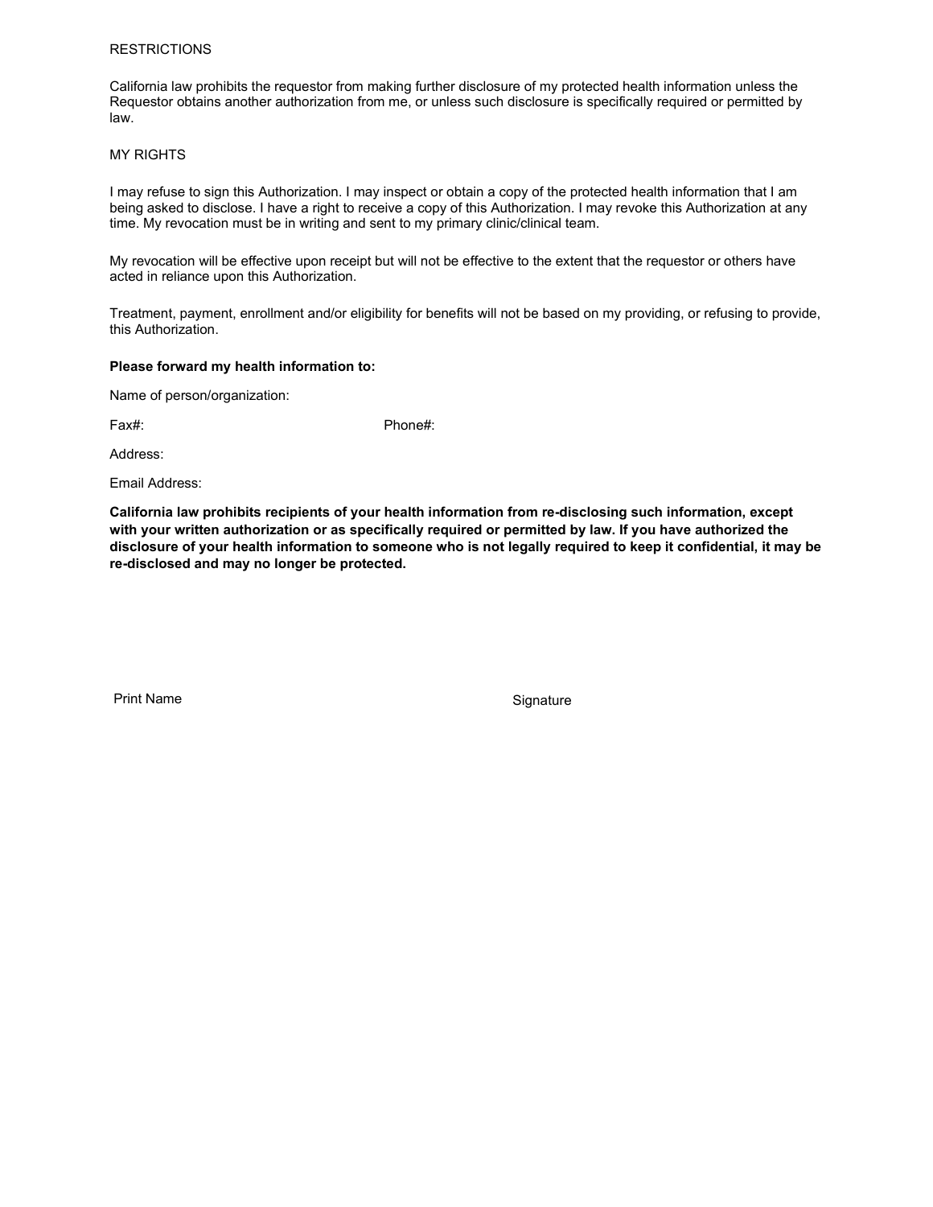RESTRICTIONS

California law prohibits the requestor from making further disclosure of my protected health information unless the Requestor obtains another authorization from me, or unless such disclosure is specifically required or permitted by law.

MY RIGHTS

I may refuse to sign this Authorization. I may inspect or obtain a copy of the protected health information that I am being asked to disclose. I have a right to receive a copy of this Authorization. I may revoke this Authorization at any time. My revocation must be in writing and sent to my primary clinic/clinical team.

My revocation will be effective upon receipt but will not be effective to the extent that the requestor or others have acted in reliance upon this Authorization.

Treatment, payment, enrollment and/or eligibility for benefits will not be based on my providing, or refusing to provide, this Authorization.

**Please forward my health information to:**

Name of person/organization:

Fax#: Phone#:

Address:

Email Address:

**California law prohibits recipients of your health information from re-disclosing such information, except with your written authorization or as specifically required or permitted by law. If you have authorized the disclosure of your health information to someone who is not legally required to keep it confidential, it may be re-disclosed and may no longer be protected.**

Print Name Signature